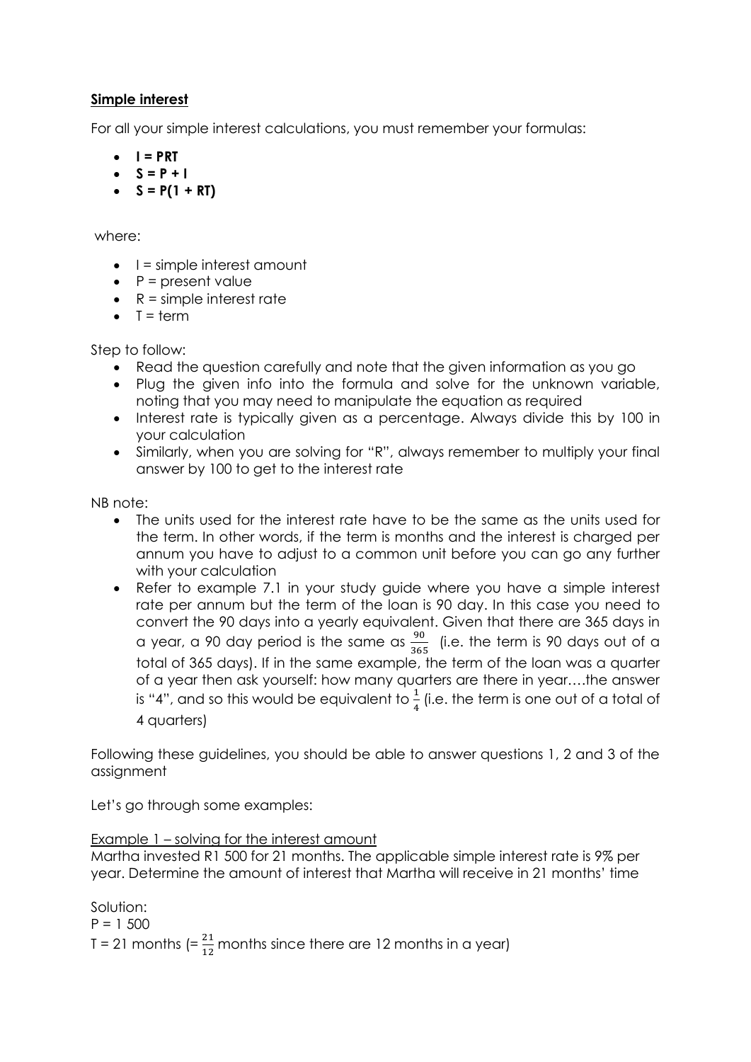**<u>Simple interest</u>**

For all your simple interest calculations, you must remember your formulas:

- **I = PRT**
- **S = P + I**
- **S = P(1 + RT)**

where:

- I = simple interest amount
- P = present value
- R = simple interest rate
- T = term

Step to follow:

- Read the question carefully and note that the given information as you go
- Plug the given info into the formula and solve for the unknown variable, noting that you may need to manipulate the equation as required
- Interest rate is typically given as a percentage. Always divide this by 100 in your calculation
- Similarly, when you are solving for "R", always remember to multiply your final answer by 100 to get to the interest rate

NB note:

- The units used for the interest rate have to be the same as the units used for the term. In other words, if the term is months and the interest is charged per annum you have to adjust to a common unit before you can go any further with your calculation
- Refer to example 7.1 in your study guide where you have a simple interest rate per annum but the term of the loan is 90 day. In this case you need to convert the 90 days into a yearly equivalent. Given that there are 365 days in a year, a 90 day period is the same as $\frac{90}{365}$ (i.e. the term is 90 days out of a total of 365 days). If in the same example, the term of the loan was a quarter of a year then ask yourself: how many quarters are there in year….the answer is "4", and so this would be equivalent to $\frac{1}{4}$ (i.e. the term is one out of a total of 4 quarters)

Following these guidelines, you should be able to answer questions 1, 2 and 3 of the assignment

Let's go through some examples:

<u>Example 1 – solving for the interest amount</u>

Martha invested R1 500 for 21 months. The applicable simple interest rate is 9% per year. Determine the amount of interest that Martha will receive in 21 months' time

Solution:

P = 1 500

T = 21 months (= $\frac{21}{12}$ months since there are 12 months in a year)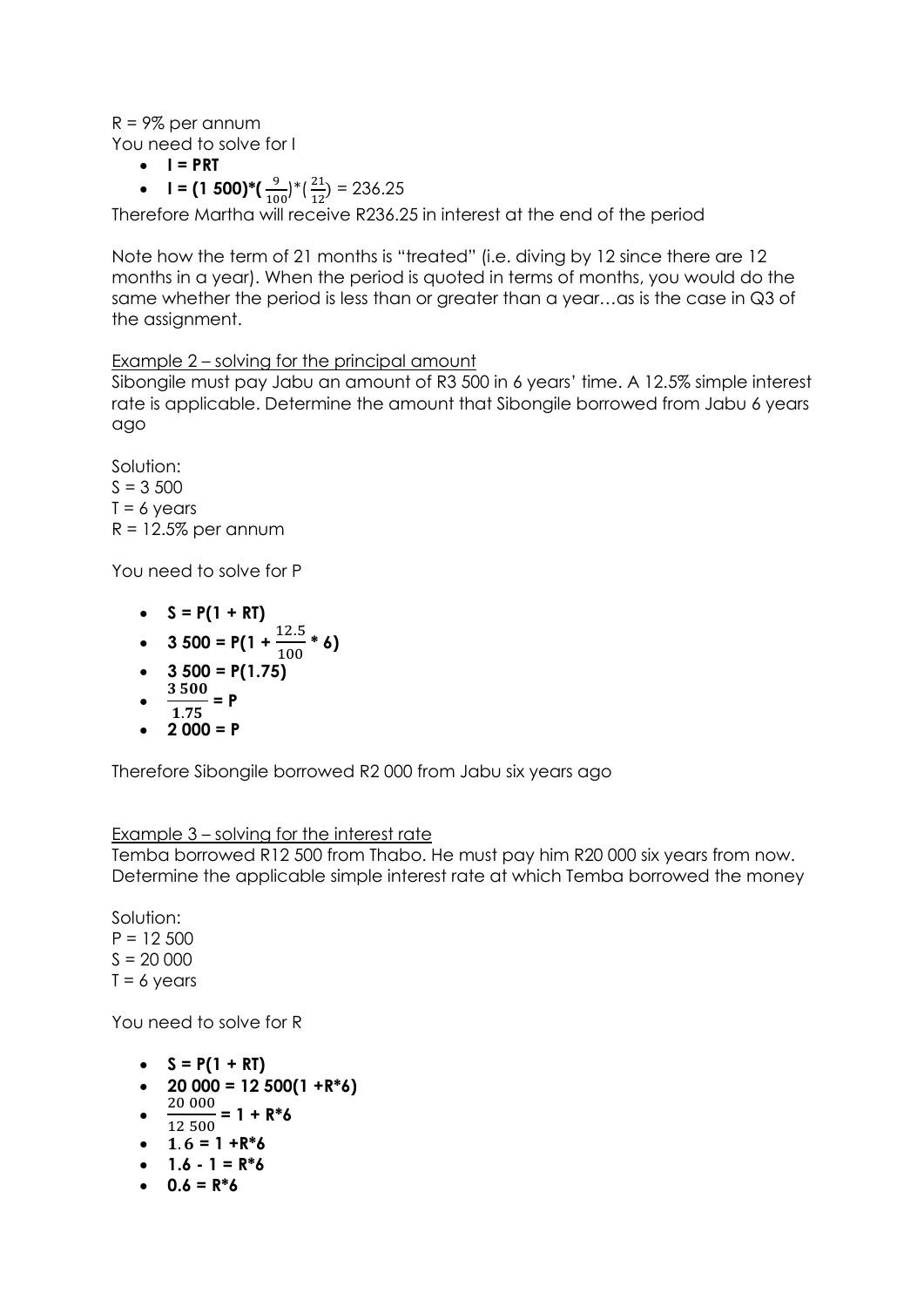R = 9% per annum

You need to solve for I

- **I = PRT**
- **I = (1 500)*(** $\frac{9}{100}$)*($\frac{21}{12}$) = 236.25

Therefore Martha will receive R236.25 in interest at the end of the period

Note how the term of 21 months is "treated" (i.e. diving by 12 since there are 12 months in a year). When the period is quoted in terms of months, you would do the same whether the period is less than or greater than a year…as is the case in Q3 of the assignment.

<u>Example 2 – solving for the principal amount</u>

Sibongile must pay Jabu an amount of R3 500 in 6 years' time. A 12.5% simple interest rate is applicable. Determine the amount that Sibongile borrowed from Jabu 6 years ago

Solution:

S = 3 500

T = 6 years

R = 12.5% per annum

You need to solve for P

- **S = P(1 + RT)**
- **3 500 = P(1 +** $\frac{12.5}{100}$ **\* 6)**
- **3 500 = P(1.75)**
- $\frac{\mathbf{3\ 500}}{\mathbf{1.75}}$ **= P**
- **2 000 = P**

Therefore Sibongile borrowed R2 000 from Jabu six years ago

<u>Example 3 – solving for the interest rate</u>

Temba borrowed R12 500 from Thabo. He must pay him R20 000 six years from now. Determine the applicable simple interest rate at which Temba borrowed the money

Solution:

P = 12 500

S = 20 000

T = 6 years

You need to solve for R

- **S = P(1 + RT)**
- **20 000 = 12 500(1 +R*6)**
- $\frac{20\ 000}{12\ 500}$ **= 1 + R*6**
- **1.6 = 1 +R*6**
- **1.6 - 1 = R*6**
- **0.6 = R*6**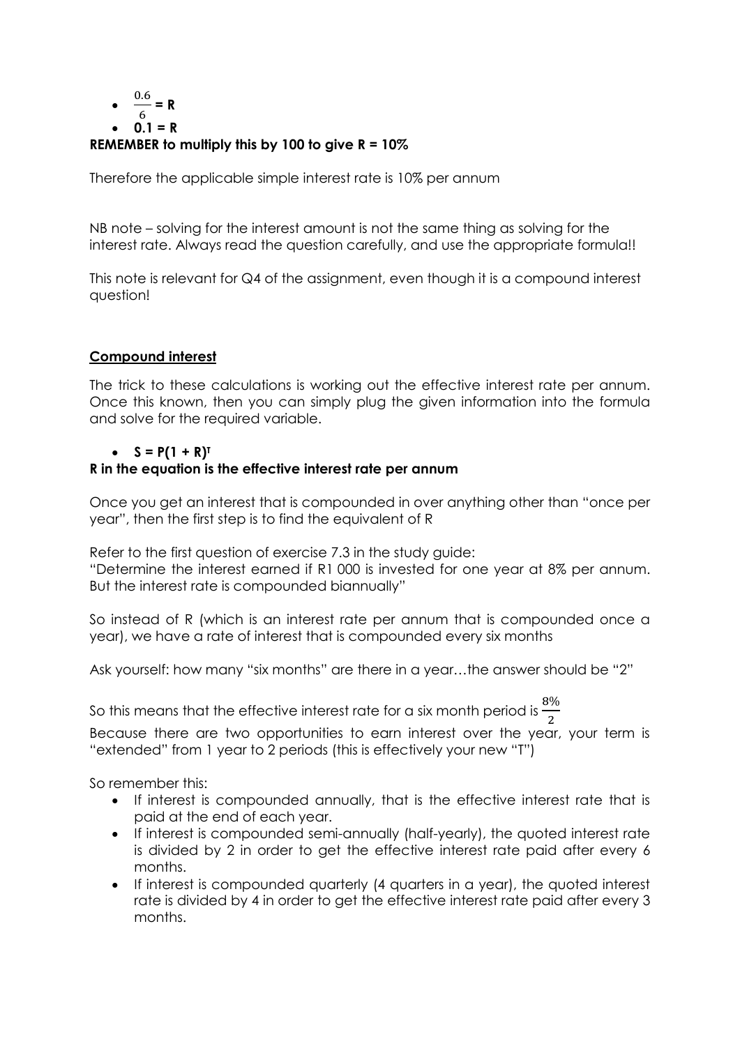- $\frac{0.6}{6}$ **= R**
- **0.1 = R**

**REMEMBER to multiply this by 100 to give R = 10%**

Therefore the applicable simple interest rate is 10% per annum

NB note – solving for the interest amount is not the same thing as solving for the interest rate. Always read the question carefully, and use the appropriate formula!!

This note is relevant for Q4 of the assignment, even though it is a compound interest question!

## Compound interest

The trick to these calculations is working out the effective interest rate per annum. Once this known, then you can simply plug the given information into the formula and solve for the required variable.

- $S = P(1 + R)^T$

**R in the equation is the effective interest rate per annum**

Once you get an interest that is compounded in over anything other than "once per year", then the first step is to find the equivalent of R

Refer to the first question of exercise 7.3 in the study guide:
"Determine the interest earned if R1 000 is invested for one year at 8% per annum. But the interest rate is compounded biannually"

So instead of R (which is an interest rate per annum that is compounded once a year), we have a rate of interest that is compounded every six months

Ask yourself: how many "six months" are there in a year…the answer should be "2"

So this means that the effective interest rate for a six month period is $\frac{8\%}{2}$

Because there are two opportunities to earn interest over the year, your term is "extended" from 1 year to 2 periods (this is effectively your new "T")

So remember this:

- If interest is compounded annually, that is the effective interest rate that is paid at the end of each year.
- If interest is compounded semi-annually (half-yearly), the quoted interest rate is divided by 2 in order to get the effective interest rate paid after every 6 months.
- If interest is compounded quarterly (4 quarters in a year), the quoted interest rate is divided by 4 in order to get the effective interest rate paid after every 3 months.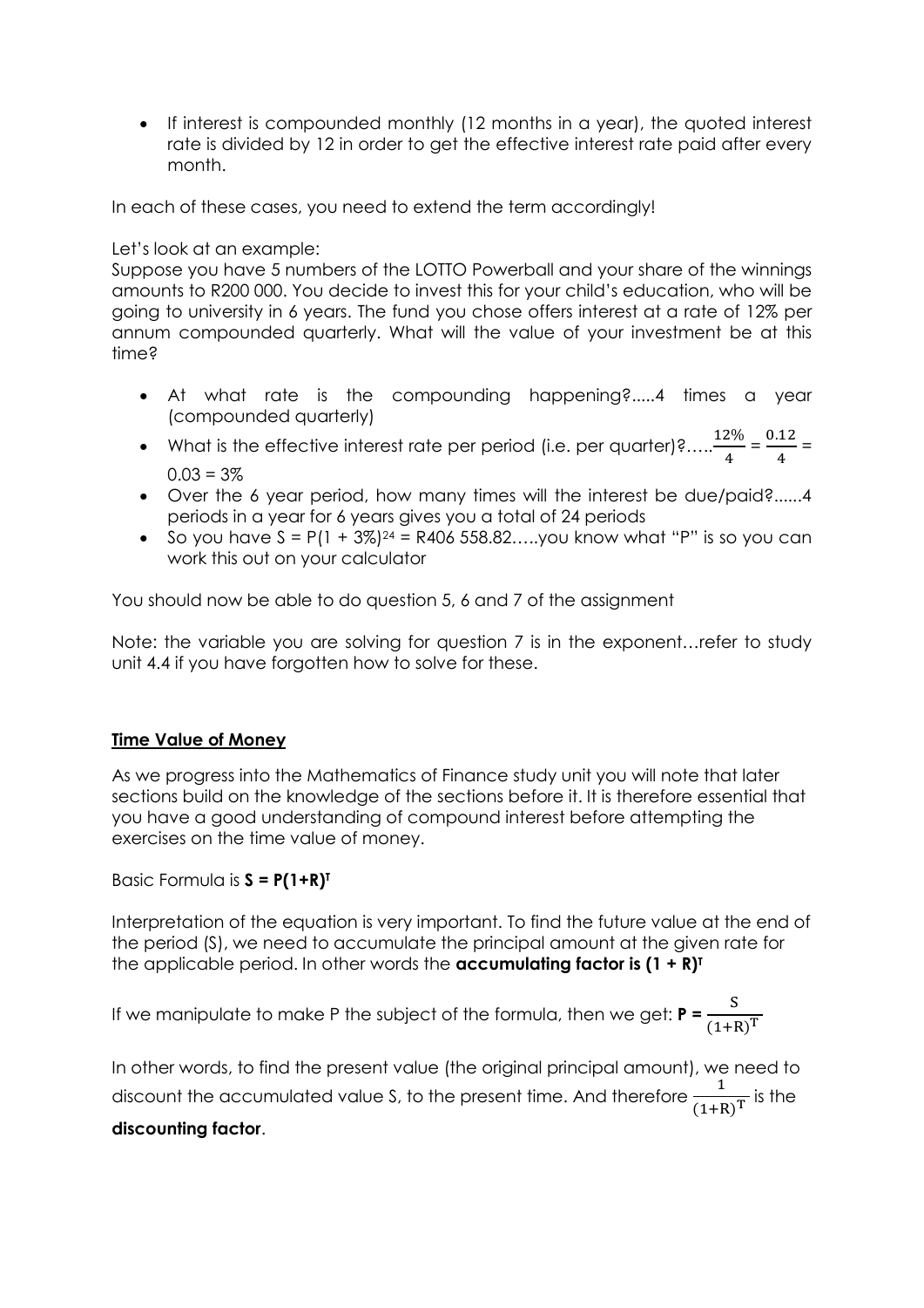- If interest is compounded monthly (12 months in a year), the quoted interest rate is divided by 12 in order to get the effective interest rate paid after every month.

In each of these cases, you need to extend the term accordingly!

Let's look at an example:
Suppose you have 5 numbers of the LOTTO Powerball and your share of the winnings amounts to R200 000. You decide to invest this for your child's education, who will be going to university in 6 years. The fund you chose offers interest at a rate of 12% per annum compounded quarterly. What will the value of your investment be at this time?

- At what rate is the compounding happening?.....4 times a year (compounded quarterly)
- What is the effective interest rate per period (i.e. per quarter)?.....$\frac{12\%}{4} = \frac{0.12}{4} = 0.03 = 3\%$
- Over the 6 year period, how many times will the interest be due/paid?......4 periods in a year for 6 years gives you a total of 24 periods
- So you have $S = P(1 + 3\%)^{24}$ = R406 558.82.....you know what "P" is so you can work this out on your calculator

You should now be able to do question 5, 6 and 7 of the assignment

Note: the variable you are solving for question 7 is in the exponent…refer to study unit 4.4 if you have forgotten how to solve for these.

## **Time Value of Money**

As we progress into the Mathematics of Finance study unit you will note that later sections build on the knowledge of the sections before it. It is therefore essential that you have a good understanding of compound interest before attempting the exercises on the time value of money.

Basic Formula is $\mathbf{S = P(1+R)^T}$

Interpretation of the equation is very important. To find the future value at the end of the period (S), we need to accumulate the principal amount at the given rate for the applicable period. In other words the **accumulating factor is $\mathbf{(1 + R)^T}$**

If we manipulate to make P the subject of the formula, then we get: $\mathbf{P} = \frac{S}{(1+R)^T}$

In other words, to find the present value (the original principal amount), we need to discount the accumulated value S, to the present time. And therefore $\frac{1}{(1+R)^T}$ is the **discounting factor**.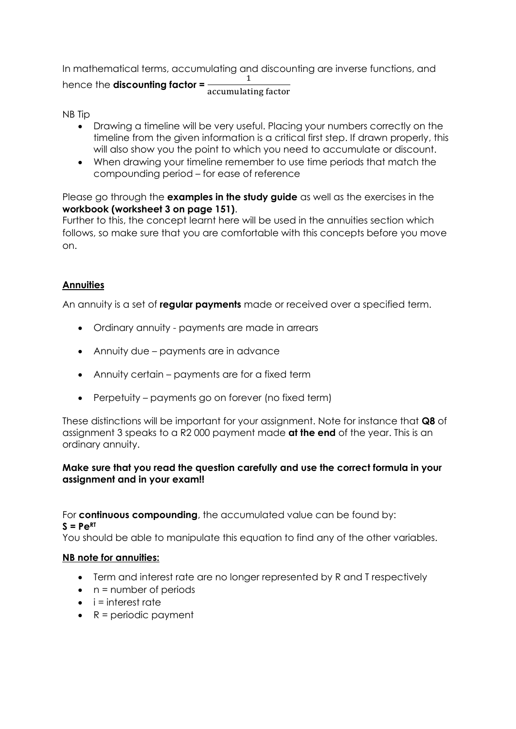In mathematical terms, accumulating and discounting are inverse functions, and hence the **discounting factor =** $\frac{1}{\text{accumulating factor}}$

NB Tip

- Drawing a timeline will be very useful. Placing your numbers correctly on the timeline from the given information is a critical first step. If drawn properly, this will also show you the point to which you need to accumulate or discount.
- When drawing your timeline remember to use time periods that match the compounding period – for ease of reference

Please go through the **examples in the study guide** as well as the exercises in the **workbook (worksheet 3 on page 151)**.
Further to this, the concept learnt here will be used in the annuities section which follows, so make sure that you are comfortable with this concepts before you move on.

## Annuities

An annuity is a set of **regular payments** made or received over a specified term.

- Ordinary annuity - payments are made in arrears
- Annuity due – payments are in advance
- Annuity certain – payments are for a fixed term
- Perpetuity – payments go on forever (no fixed term)

These distinctions will be important for your assignment. Note for instance that **Q8** of assignment 3 speaks to a R2 000 payment made **at the end** of the year. This is an ordinary annuity.

**Make sure that you read the question carefully and use the correct formula in your assignment and in your exam!!**

For **continuous compounding**, the accumulated value can be found by:
$S = Pe^{RT}$
You should be able to manipulate this equation to find any of the other variables.

**NB note for annuities:**

- Term and interest rate are no longer represented by R and T respectively
- n = number of periods
- i = interest rate
- R = periodic payment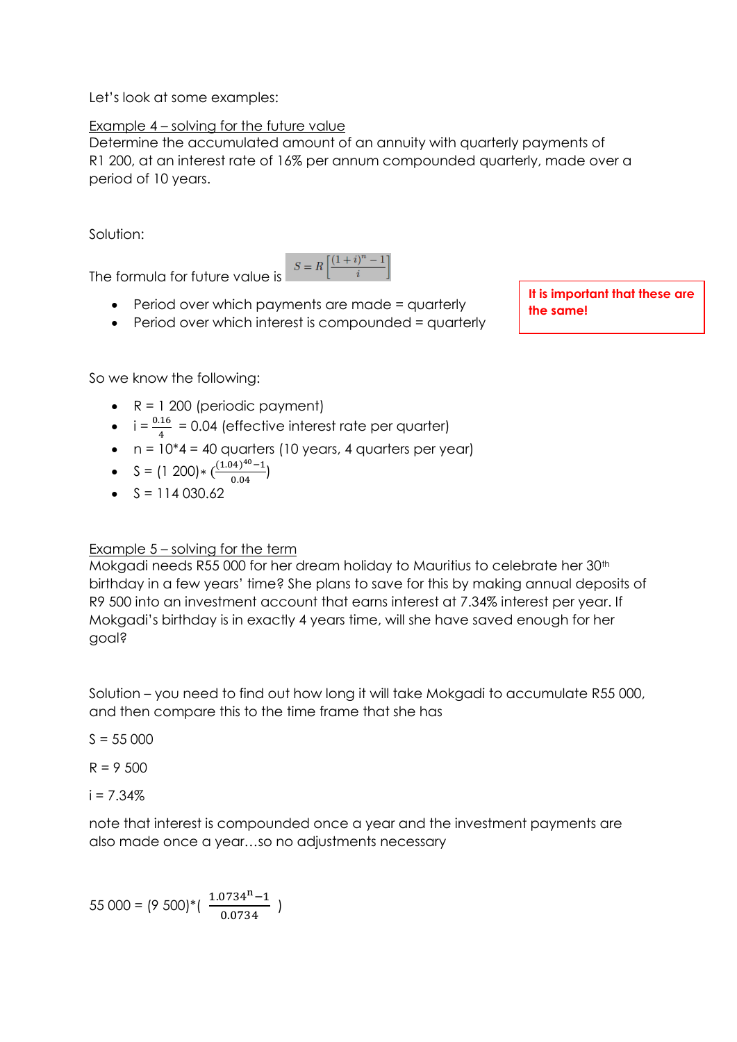Let's look at some examples:

Example 4 – solving for the future value

Determine the accumulated amount of an annuity with quarterly payments of R1 200, at an interest rate of 16% per annum compounded quarterly, made over a period of 10 years.

Solution:

The formula for future value is $S = R\left[\frac{(1+i)^n - 1}{i}\right]$

- Period over which payments are made = quarterly
- Period over which interest is compounded = quarterly

**It is important that these are the same!**

So we know the following:

- R = 1 200 (periodic payment)
- i = $\frac{0.16}{4}$ = 0.04 (effective interest rate per quarter)
- n = 10*4 = 40 quarters (10 years, 4 quarters per year)
- S = (1 200)* $\left(\frac{(1.04)^{40} - 1}{0.04}\right)$
- S = 114 030.62

Example 5 – solving for the term

Mokgadi needs R55 000 for her dream holiday to Mauritius to celebrate her 30th birthday in a few years' time? She plans to save for this by making annual deposits of R9 500 into an investment account that earns interest at 7.34% interest per year. If Mokgadi's birthday is in exactly 4 years time, will she have saved enough for her goal?

Solution – you need to find out how long it will take Mokgadi to accumulate R55 000, and then compare this to the time frame that she has

S = 55 000

R = 9 500

i = 7.34%

note that interest is compounded once a year and the investment payments are also made once a year…so no adjustments necessary

$$55\ 000 = (9\ 500)*\left(\frac{1.0734^{n} - 1}{0.0734}\right)$$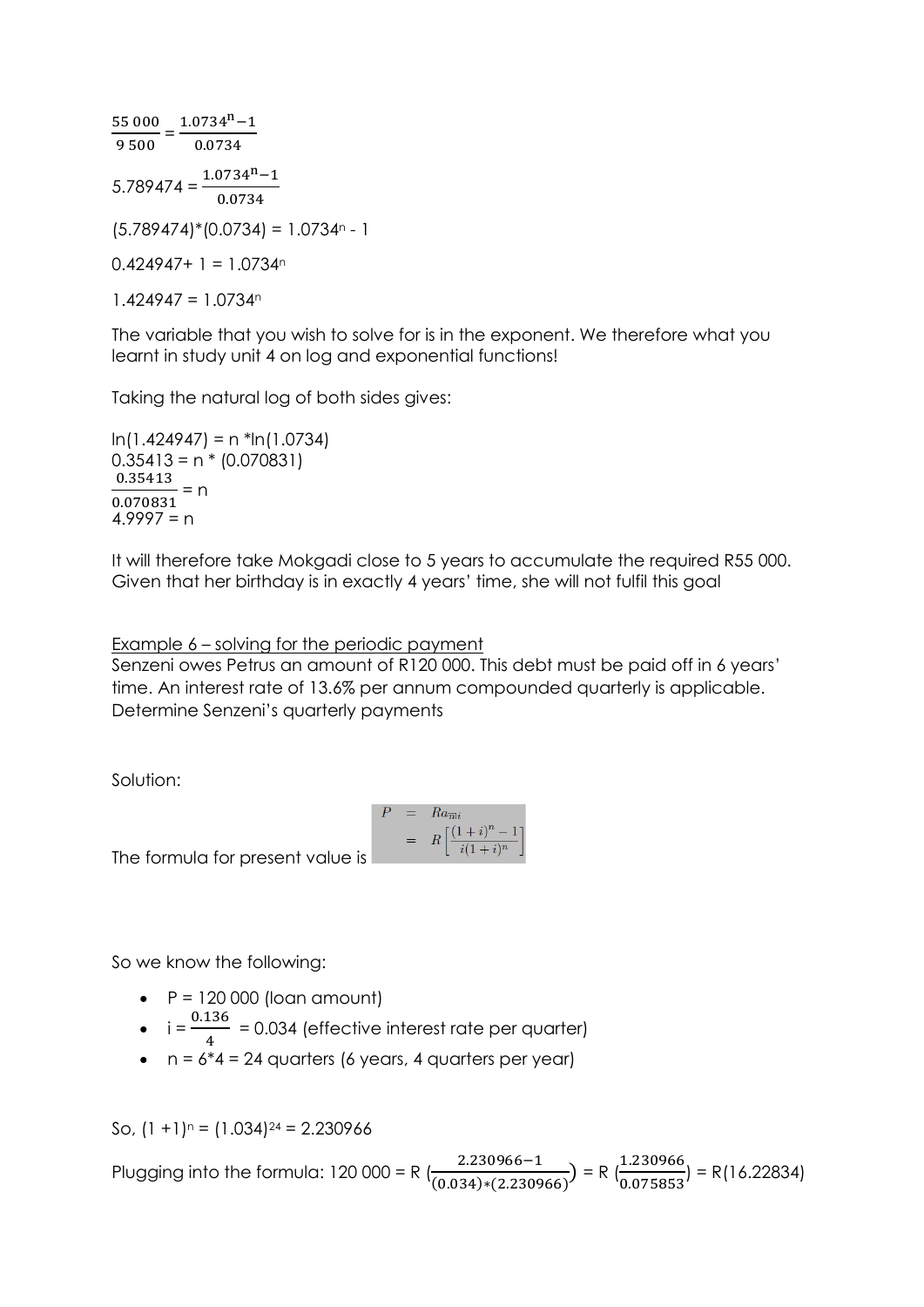$\frac{55\ 000}{9\ 500} = \frac{1.0734^n - 1}{0.0734}$

$5.789474 = \frac{1.0734^n - 1}{0.0734}$

$(5.789474)*(0.0734) = 1.0734^n - 1$

$0.424947 + 1 = 1.0734^n$

$1.424947 = 1.0734^n$

The variable that you wish to solve for is in the exponent. We therefore what you learnt in study unit 4 on log and exponential functions!

Taking the natural log of both sides gives:

$\ln(1.424947) = n * \ln(1.0734)$
$0.35413 = n * (0.070831)$
$\frac{0.35413}{0.070831} = n$
$4.9997 = n$

It will therefore take Mokgadi close to 5 years to accumulate the required R55 000. Given that her birthday is in exactly 4 years' time, she will not fulfil this goal

Example 6 – solving for the periodic payment

Senzeni owes Petrus an amount of R120 000. This debt must be paid off in 6 years' time. An interest rate of 13.6% per annum compounded quarterly is applicable. Determine Senzeni's quarterly payments

Solution:

The formula for present value is

$$\begin{aligned} P &= Ra_{\overline{n}|i} \\ &= R\left[\frac{(1+i)^n - 1}{i(1+i)^n}\right] \end{aligned}$$

So we know the following:

- $P = 120\ 000$ (loan amount)
- $i = \frac{0.136}{4} = 0.034$ (effective interest rate per quarter)
- $n = 6*4 = 24$ quarters (6 years, 4 quarters per year)

So, $(1+1)^n = (1.034)^{24} = 2.230966$

Plugging into the formula: $120\ 000 = R\left(\frac{2.230966-1}{(0.034)*(2.230966)}\right) = R\left(\frac{1.230966}{0.075853}\right) = R(16.22834)$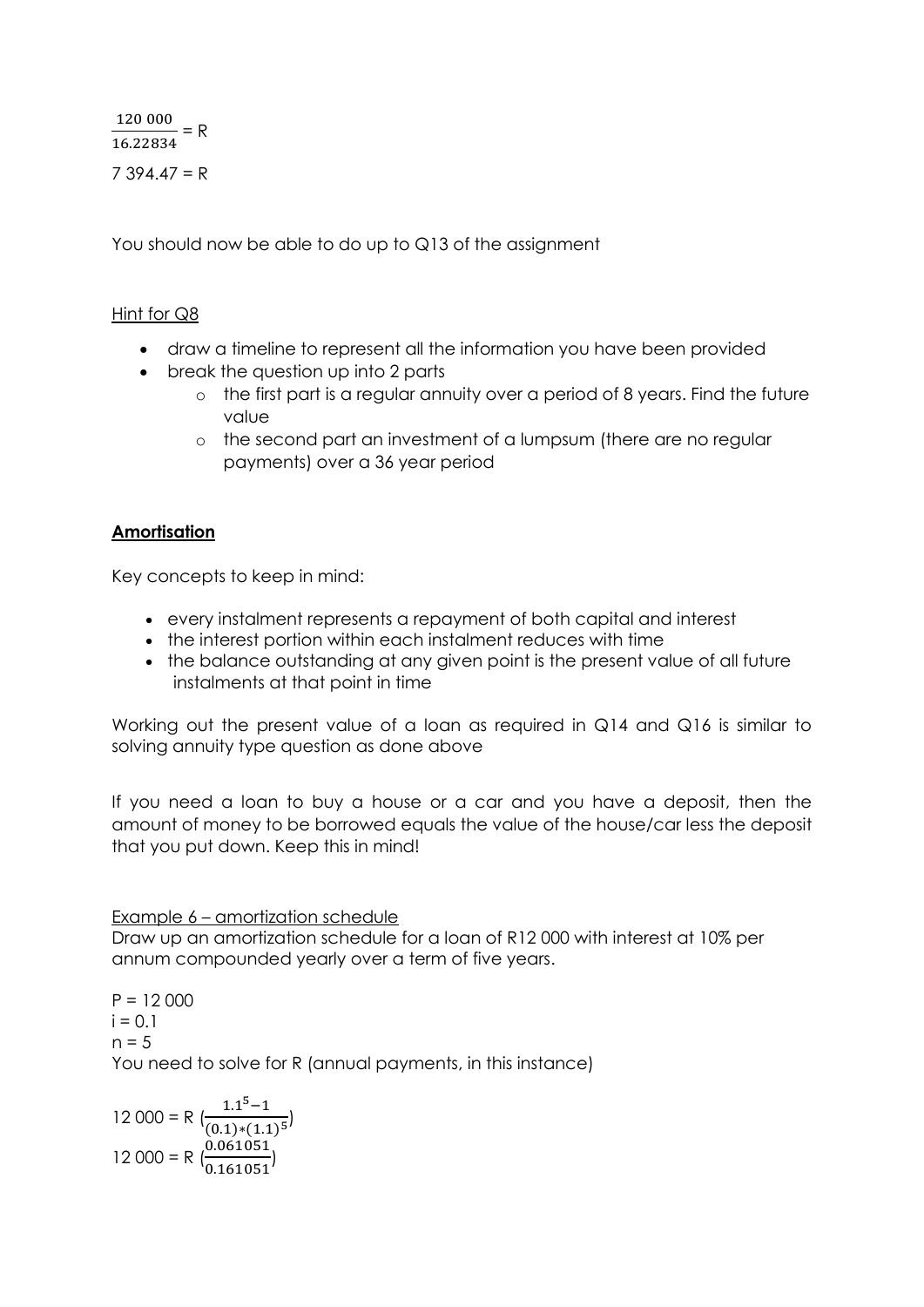$\frac{120\ 000}{16.22834}$ = R

7 394.47 = R

You should now be able to do up to Q13 of the assignment

Hint for Q8

- draw a timeline to represent all the information you have been provided
- break the question up into 2 parts
    - the first part is a regular annuity over a period of 8 years. Find the future value
    - the second part an investment of a lumpsum (there are no regular payments) over a 36 year period

## **Amortisation**

Key concepts to keep in mind:

- every instalment represents a repayment of both capital and interest
- the interest portion within each instalment reduces with time
- the balance outstanding at any given point is the present value of all future instalments at that point in time

Working out the present value of a loan as required in Q14 and Q16 is similar to solving annuity type question as done above

If you need a loan to buy a house or a car and you have a deposit, then the amount of money to be borrowed equals the value of the house/car less the deposit that you put down. Keep this in mind!

Example 6 – amortization schedule

Draw up an amortization schedule for a loan of R12 000 with interest at 10% per annum compounded yearly over a term of five years.

P = 12 000

i = 0.1

n = 5

You need to solve for R (annual payments, in this instance)

12 000 = R $\left(\frac{1.1^5-1}{(0.1)*(1.1)^5}\right)$

12 000 = R $\left(\frac{0.061051}{0.161051}\right)$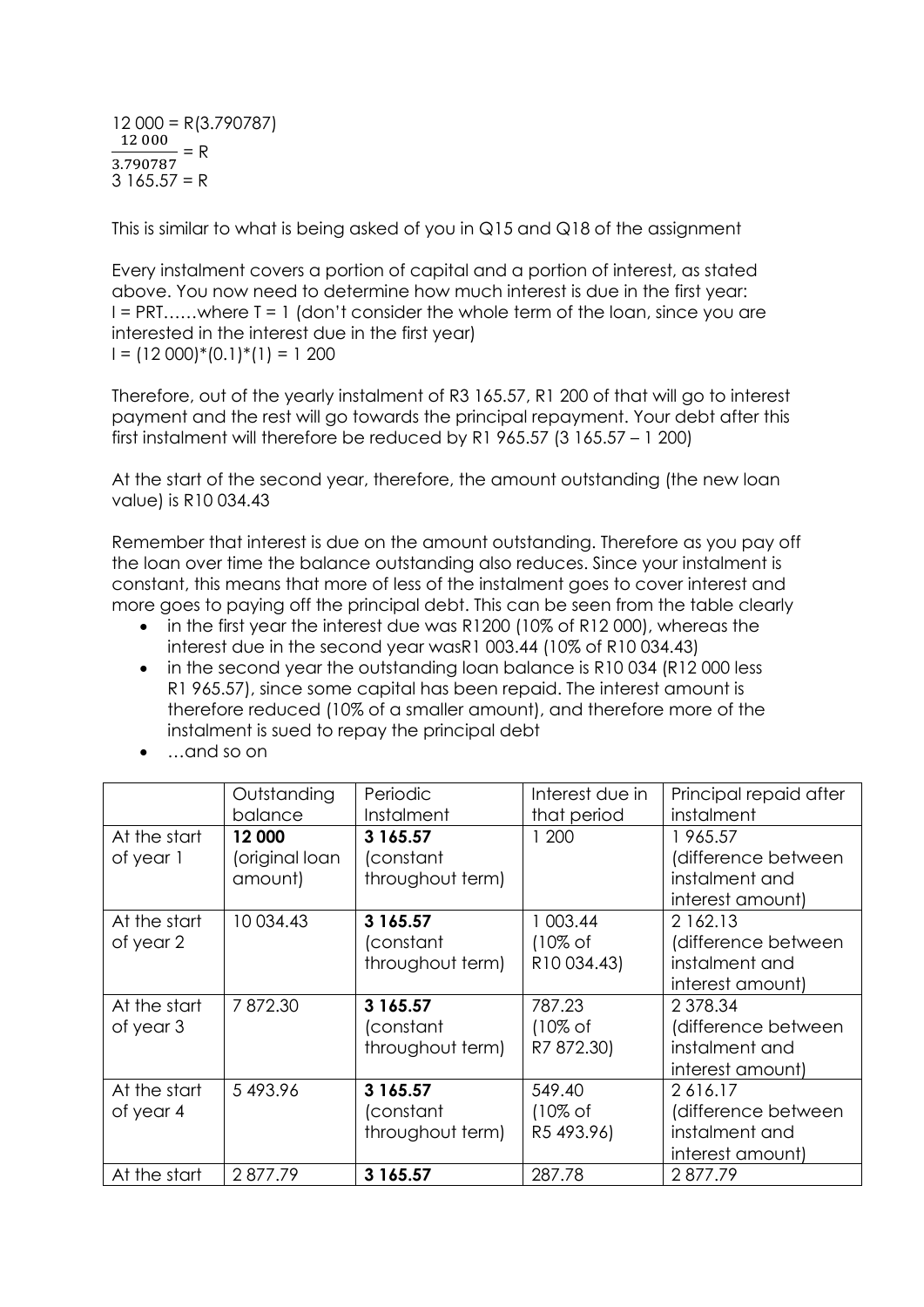$$12\,000 = R(3.790787)$$

$$\frac{12\,000}{3.790787} = R$$

$$3\,165.57 = R$$

This is similar to what is being asked of you in Q15 and Q18 of the assignment

Every instalment covers a portion of capital and a portion of interest, as stated above. You now need to determine how much interest is due in the first year: I = PRT……where T = 1 (don't consider the whole term of the loan, since you are interested in the interest due in the first year)
$I = (12\,000)*(0.1)*(1) = 1\,200$

Therefore, out of the yearly instalment of R3 165.57, R1 200 of that will go to interest payment and the rest will go towards the principal repayment. Your debt after this first instalment will therefore be reduced by R1 965.57 (3 165.57 – 1 200)

At the start of the second year, therefore, the amount outstanding (the new loan value) is R10 034.43

Remember that interest is due on the amount outstanding. Therefore as you pay off the loan over time the balance outstanding also reduces. Since your instalment is constant, this means that more of less of the instalment goes to cover interest and more goes to paying off the principal debt. This can be seen from the table clearly

- in the first year the interest due was R1200 (10% of R12 000), whereas the interest due in the second year wasR1 003.44 (10% of R10 034.43)
- in the second year the outstanding loan balance is R10 034 (R12 000 less R1 965.57), since some capital has been repaid. The interest amount is therefore reduced (10% of a smaller amount), and therefore more of the instalment is sued to repay the principal debt
- …and so on

| | Outstanding balance | Periodic Instalment | Interest due in that period | Principal repaid after instalment |
|---|---|---|---|---|
| At the start of year 1 | **12 000** (original loan amount) | **3 165.57** (constant throughout term) | 1 200 | 1 965.57 (difference between instalment and interest amount) |
| At the start of year 2 | 10 034.43 | **3 165.57** (constant throughout term) | 1 003.44 (10% of R10 034.43) | 2 162.13 (difference between instalment and interest amount) |
| At the start of year 3 | 7 872.30 | **3 165.57** (constant throughout term) | 787.23 (10% of R7 872.30) | 2 378.34 (difference between instalment and interest amount) |
| At the start of year 4 | 5 493.96 | **3 165.57** (constant throughout term) | 549.40 (10% of R5 493.96) | 2 616.17 (difference between instalment and interest amount) |
| At the start | 2 877.79 | **3 165.57** | 287.78 | 2 877.79 |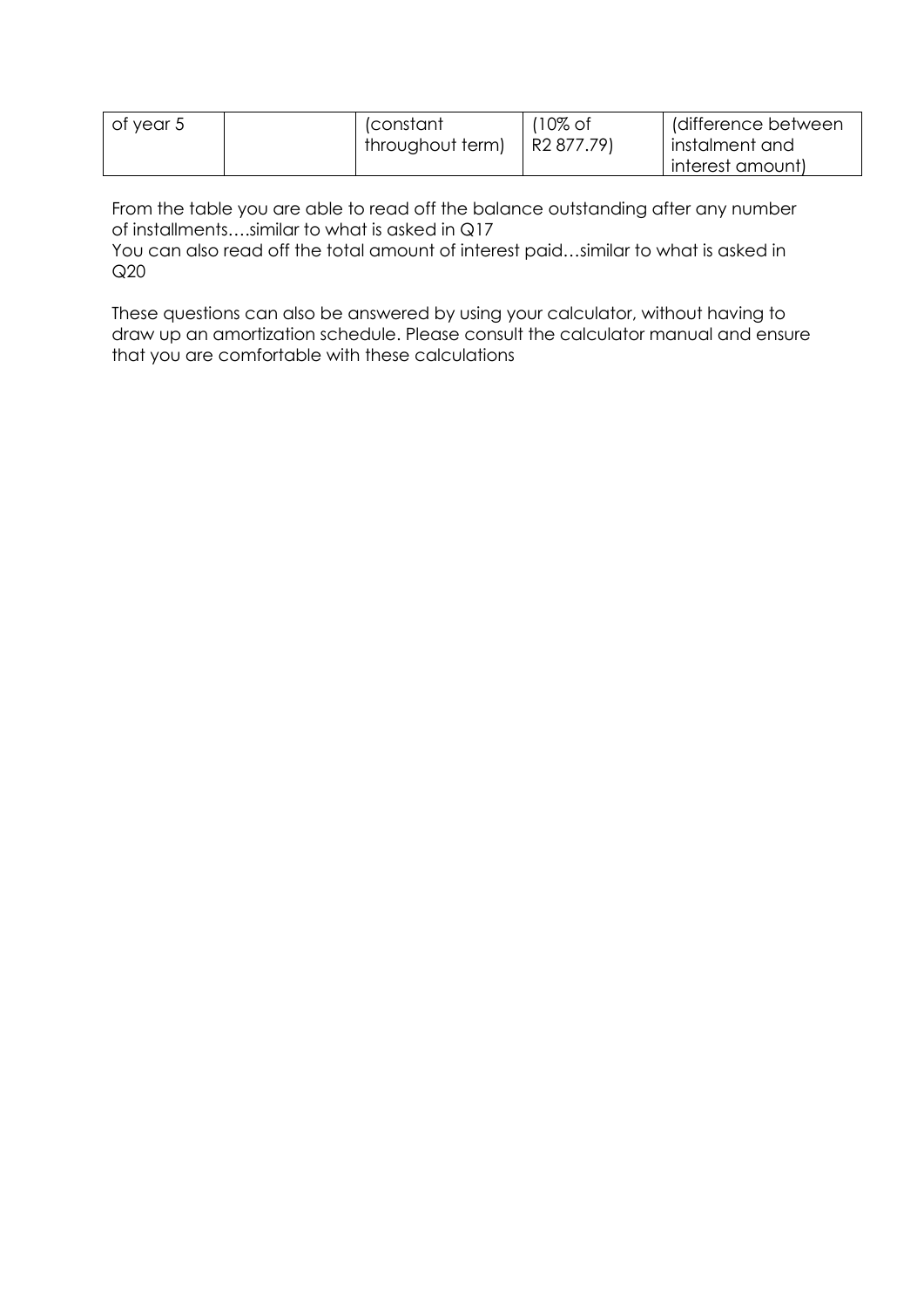| | | | | |
|---|---|---|---|---|
| of year 5 | | (constant throughout term) | (10% of R2 877.79) | (difference between instalment and interest amount) |

From the table you are able to read off the balance outstanding after any number of installments….similar to what is asked in Q17
You can also read off the total amount of interest paid…similar to what is asked in Q20

These questions can also be answered by using your calculator, without having to draw up an amortization schedule. Please consult the calculator manual and ensure that you are comfortable with these calculations